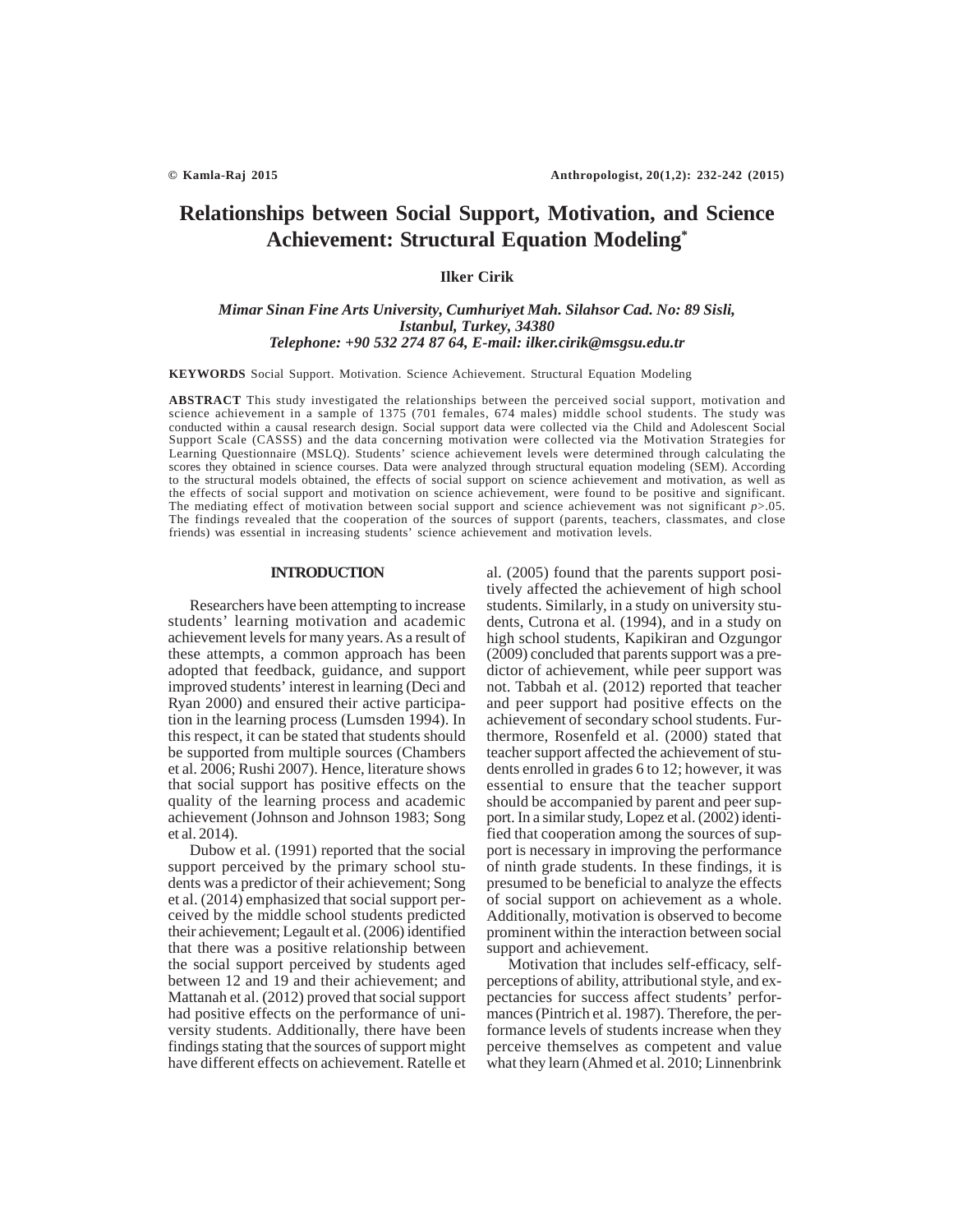# Relationships between Social Support, Motivation, and Science Achievement: Structural Equation Modeling[*]

**Ilker Cirik**

*Mimar Sinan Fine Arts University, Cumhuriyet Mah. Silahsor Cad. No: 89 Sisli, Istanbul, Turkey, 34380*
*Telephone: +90 532 274 87 64, E-mail: ilker.cirik@msgsu.edu.tr*

**KEYWORDS** Social Support. Motivation. Science Achievement. Structural Equation Modeling

**ABSTRACT** This study investigated the relationships between the perceived social support, motivation and science achievement in a sample of 1375 (701 females, 674 males) middle school students. The study was conducted within a causal research design. Social support data were collected via the Child and Adolescent Social Support Scale (CASSS) and the data concerning motivation were collected via the Motivation Strategies for Learning Questionnaire (MSLQ). Students' science achievement levels were determined through calculating the scores they obtained in science courses. Data were analyzed through structural equation modeling (SEM). According to the structural models obtained, the effects of social support on science achievement and motivation, as well as the effects of social support and motivation on science achievement, were found to be positive and significant. The mediating effect of motivation between social support and science achievement was not significant $p>.05$. The findings revealed that the cooperation of the sources of support (parents, teachers, classmates, and close friends) was essential in increasing students' science achievement and motivation levels.

## INTRODUCTION

Researchers have been attempting to increase students' learning motivation and academic achievement levels for many years. As a result of these attempts, a common approach has been adopted that feedback, guidance, and support improved students' interest in learning (Deci and Ryan 2000) and ensured their active participation in the learning process (Lumsden 1994). In this respect, it can be stated that students should be supported from multiple sources (Chambers et al. 2006; Rushi 2007). Hence, literature shows that social support has positive effects on the quality of the learning process and academic achievement (Johnson and Johnson 1983; Song et al. 2014).

Dubow et al. (1991) reported that the social support perceived by the primary school students was a predictor of their achievement; Song et al. (2014) emphasized that social support perceived by the middle school students predicted their achievement; Legault et al. (2006) identified that there was a positive relationship between the social support perceived by students aged between 12 and 19 and their achievement; and Mattanah et al. (2012) proved that social support had positive effects on the performance of university students. Additionally, there have been findings stating that the sources of support might have different effects on achievement. Ratelle et al. (2005) found that the parents support positively affected the achievement of high school students. Similarly, in a study on university students, Cutrona et al. (1994), and in a study on high school students, Kapikiran and Ozgungor (2009) concluded that parents support was a predictor of achievement, while peer support was not. Tabbah et al. (2012) reported that teacher and peer support had positive effects on the achievement of secondary school students. Furthermore, Rosenfeld et al. (2000) stated that teacher support affected the achievement of students enrolled in grades 6 to 12; however, it was essential to ensure that the teacher support should be accompanied by parent and peer support. In a similar study, Lopez et al. (2002) identified that cooperation among the sources of support is necessary in improving the performance of ninth grade students. In these findings, it is presumed to be beneficial to analyze the effects of social support on achievement as a whole. Additionally, motivation is observed to become prominent within the interaction between social support and achievement.

Motivation that includes self-efficacy, self-perceptions of ability, attributional style, and expectancies for success affect students' performances (Pintrich et al. 1987). Therefore, the performance levels of students increase when they perceive themselves as competent and value what they learn (Ahmed et al. 2010; Linnenbrink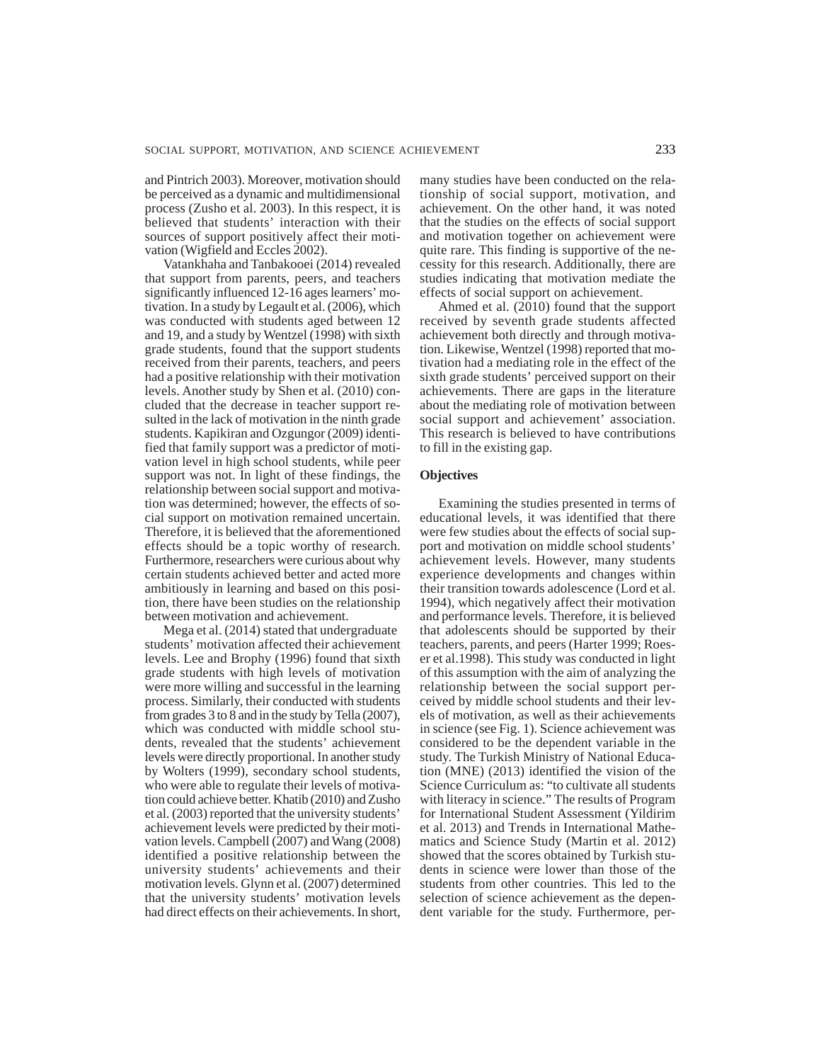and Pintrich 2003). Moreover, motivation should be perceived as a dynamic and multidimensional process (Zusho et al. 2003). In this respect, it is believed that students' interaction with their sources of support positively affect their motivation (Wigfield and Eccles 2002).

Vatankhaha and Tanbakooei (2014) revealed that support from parents, peers, and teachers significantly influenced 12-16 ages learners' motivation. In a study by Legault et al. (2006), which was conducted with students aged between 12 and 19, and a study by Wentzel (1998) with sixth grade students, found that the support students received from their parents, teachers, and peers had a positive relationship with their motivation levels. Another study by Shen et al. (2010) concluded that the decrease in teacher support resulted in the lack of motivation in the ninth grade students. Kapikiran and Ozgungor (2009) identified that family support was a predictor of motivation level in high school students, while peer support was not. In light of these findings, the relationship between social support and motivation was determined; however, the effects of social support on motivation remained uncertain. Therefore, it is believed that the aforementioned effects should be a topic worthy of research. Furthermore, researchers were curious about why certain students achieved better and acted more ambitiously in learning and based on this position, there have been studies on the relationship between motivation and achievement.

Mega et al. (2014) stated that undergraduate students' motivation affected their achievement levels. Lee and Brophy (1996) found that sixth grade students with high levels of motivation were more willing and successful in the learning process. Similarly, their conducted with students from grades 3 to 8 and in the study by Tella (2007), which was conducted with middle school students, revealed that the students' achievement levels were directly proportional. In another study by Wolters (1999), secondary school students, who were able to regulate their levels of motivation could achieve better. Khatib (2010) and Zusho et al. (2003) reported that the university students' achievement levels were predicted by their motivation levels. Campbell (2007) and Wang (2008) identified a positive relationship between the university students' achievements and their motivation levels. Glynn et al. (2007) determined that the university students' motivation levels had direct effects on their achievements. In short, many studies have been conducted on the relationship of social support, motivation, and achievement. On the other hand, it was noted that the studies on the effects of social support and motivation together on achievement were quite rare. This finding is supportive of the necessity for this research. Additionally, there are studies indicating that motivation mediate the effects of social support on achievement.

Ahmed et al. (2010) found that the support received by seventh grade students affected achievement both directly and through motivation. Likewise, Wentzel (1998) reported that motivation had a mediating role in the effect of the sixth grade students' perceived support on their achievements. There are gaps in the literature about the mediating role of motivation between social support and achievement' association. This research is believed to have contributions to fill in the existing gap.

**Objectives**

Examining the studies presented in terms of educational levels, it was identified that there were few studies about the effects of social support and motivation on middle school students' achievement levels. However, many students experience developments and changes within their transition towards adolescence (Lord et al. 1994), which negatively affect their motivation and performance levels. Therefore, it is believed that adolescents should be supported by their teachers, parents, and peers (Harter 1999; Roeser et al.1998). This study was conducted in light of this assumption with the aim of analyzing the relationship between the social support perceived by middle school students and their levels of motivation, as well as their achievements in science (see Fig. 1). Science achievement was considered to be the dependent variable in the study. The Turkish Ministry of National Education (MNE) (2013) identified the vision of the Science Curriculum as: "to cultivate all students with literacy in science." The results of Program for International Student Assessment (Yildirim et al. 2013) and Trends in International Mathematics and Science Study (Martin et al. 2012) showed that the scores obtained by Turkish students in science were lower than those of the students from other countries. This led to the selection of science achievement as the dependent variable for the study. Furthermore, per-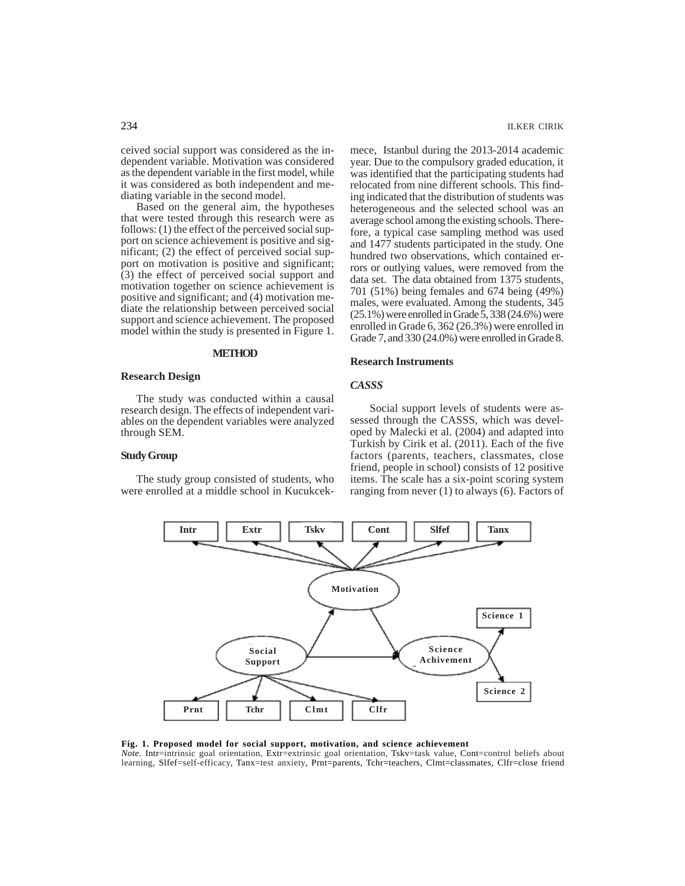ceived social support was considered as the independent variable. Motivation was considered as the dependent variable in the first model, while it was considered as both independent and mediating variable in the second model.

Based on the general aim, the hypotheses that were tested through this research were as follows: (1) the effect of the perceived social support on science achievement is positive and significant; (2) the effect of perceived social support on motivation is positive and significant; (3) the effect of perceived social support and motivation together on science achievement is positive and significant; and (4) motivation mediate the relationship between perceived social support and science achievement. The proposed model within the study is presented in Figure 1.

## METHOD

### Research Design

The study was conducted within a causal research design. The effects of independent variables on the dependent variables were analyzed through SEM.

### Study Group

The study group consisted of students, who were enrolled at a middle school in Kucukcekmece, Istanbul during the 2013-2014 academic year. Due to the compulsory graded education, it was identified that the participating students had relocated from nine different schools. This finding indicated that the distribution of students was heterogeneous and the selected school was an average school among the existing schools. Therefore, a typical case sampling method was used and 1477 students participated in the study. One hundred two observations, which contained errors or outlying values, were removed from the data set. The data obtained from 1375 students, 701 (51%) being females and 674 being (49%) males, were evaluated. Among the students, 345 (25.1%) were enrolled in Grade 5, 338 (24.6%) were enrolled in Grade 6, 362 (26.3%) were enrolled in Grade 7, and 330 (24.0%) were enrolled in Grade 8.

### Research Instruments

#### *CASSS*

Social support levels of students were assessed through the CASSS, which was developed by Malecki et al. (2004) and adapted into Turkish by Cirik et al. (2011). Each of the five factors (parents, teachers, classmates, close friend, people in school) consists of 12 positive items. The scale has a six-point scoring system ranging from never (1) to always (6). Factors of

**Fig. 1. Proposed model for social support, motivation, and science achievement**

*Note.* Intr=intrinsic goal orientation, Extr=extrinsic goal orientation, Tskv=task value, Cont=control beliefs about learning, Slfef=self-efficacy, Tanx=test anxiety, Prnt=parents, Tchr=teachers, Clmt=classmates, Clfr=close friend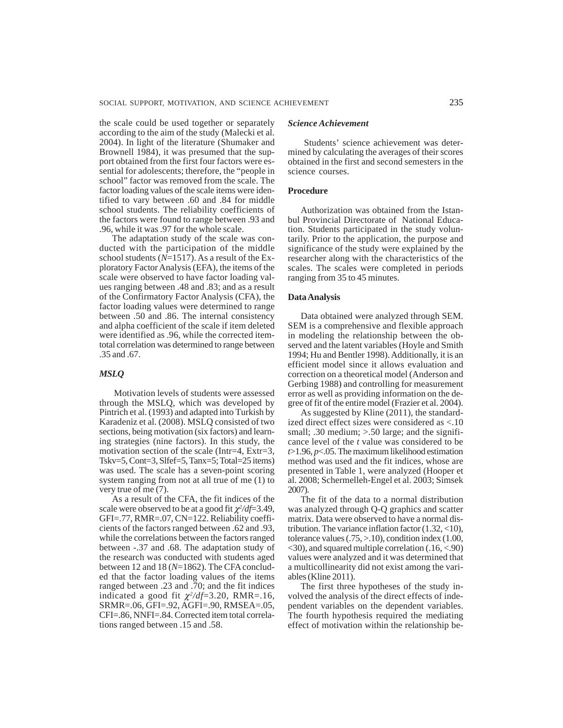the scale could be used together or separately according to the aim of the study (Malecki et al. 2004). In light of the literature (Shumaker and Brownell 1984), it was presumed that the support obtained from the first four factors were essential for adolescents; therefore, the "people in school" factor was removed from the scale. The factor loading values of the scale items were identified to vary between .60 and .84 for middle school students. The reliability coefficients of the factors were found to range between .93 and .96, while it was .97 for the whole scale.

The adaptation study of the scale was conducted with the participation of the middle school students (*N*=1517). As a result of the Exploratory Factor Analysis (EFA), the items of the scale were observed to have factor loading values ranging between .48 and .83; and as a result of the Confirmatory Factor Analysis (CFA), the factor loading values were determined to range between .50 and .86. The internal consistency and alpha coefficient of the scale if item deleted were identified as .96, while the corrected item-total correlation was determined to range between .35 and .67.

### *MSLQ*

Motivation levels of students were assessed through the MSLQ, which was developed by Pintrich et al. (1993) and adapted into Turkish by Karadeniz et al. (2008). MSLQ consisted of two sections, being motivation (six factors) and learning strategies (nine factors). In this study, the motivation section of the scale (Intr=4, Extr=3, Tskv=5, Cont=3, Slfef=5, Tanx=5; Total=25 items) was used. The scale has a seven-point scoring system ranging from not at all true of me (1) to very true of me (7).

As a result of the CFA, the fit indices of the scale were observed to be at a good fit $\chi^2/df$=3.49, GFI=.77, RMR=.07, CN=122. Reliability coefficients of the factors ranged between .62 and .93, while the correlations between the factors ranged between -.37 and .68. The adaptation study of the research was conducted with students aged between 12 and 18 (*N*=1862). The CFA concluded that the factor loading values of the items ranged between .23 and .70; and the fit indices indicated a good fit $\chi^2/df$=3.20, RMR=.16, SRMR=.06, GFI=.92, AGFI=.90, RMSEA=.05, CFI=.86, NNFI=.84. Corrected item total correlations ranged between .15 and .58.

### *Science Achievement*

Students' science achievement was determined by calculating the averages of their scores obtained in the first and second semesters in the science courses.

### **Procedure**

Authorization was obtained from the Istanbul Provincial Directorate of National Education. Students participated in the study voluntarily. Prior to the application, the purpose and significance of the study were explained by the researcher along with the characteristics of the scales. The scales were completed in periods ranging from 35 to 45 minutes.

### **Data Analysis**

Data obtained were analyzed through SEM. SEM is a comprehensive and flexible approach in modeling the relationship between the observed and the latent variables (Hoyle and Smith 1994; Hu and Bentler 1998). Additionally, it is an efficient model since it allows evaluation and correction on a theoretical model (Anderson and Gerbing 1988) and controlling for measurement error as well as providing information on the degree of fit of the entire model (Frazier et al. 2004).

As suggested by Kline (2011), the standardized direct effect sizes were considered as <.10 small; .30 medium; >.50 large; and the significance level of the *t* value was considered to be $t$>1.96, $p$<.05. The maximum likelihood estimation method was used and the fit indices, whose are presented in Table 1, were analyzed (Hooper et al. 2008; Schermelleh-Engel et al. 2003; Simsek 2007).

The fit of the data to a normal distribution was analyzed through Q-Q graphics and scatter matrix. Data were observed to have a normal distribution. The variance inflation factor (1.32, <10), tolerance values (.75, >.10), condition index (1.00, <30), and squared multiple correlation (.16, <.90) values were analyzed and it was determined that a multicollinearity did not exist among the variables (Kline 2011).

The first three hypotheses of the study involved the analysis of the direct effects of independent variables on the dependent variables. The fourth hypothesis required the mediating effect of motivation within the relationship be-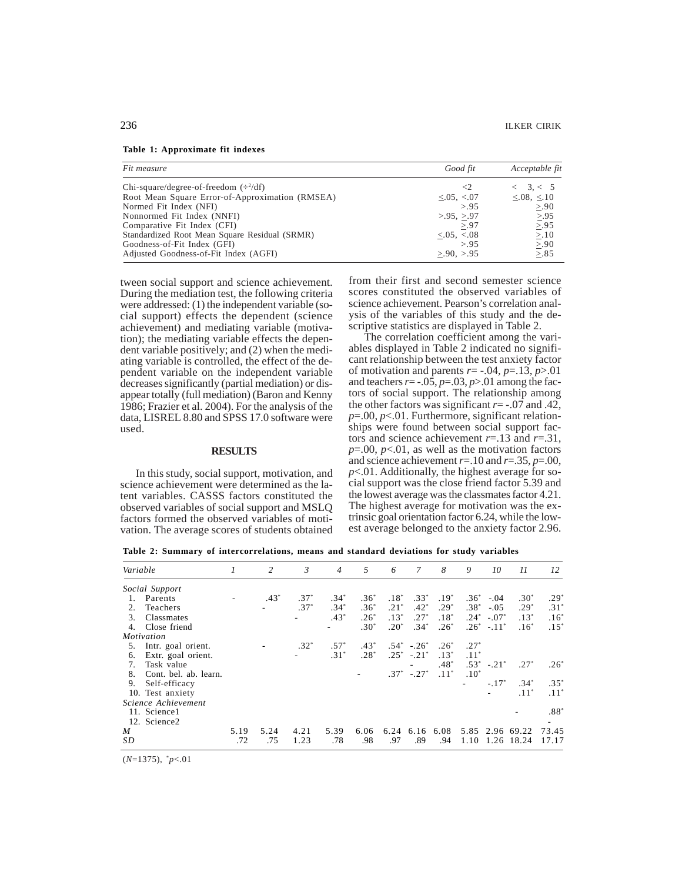**Table 1: Approximate fit indexes**

| *Fit measure* | *Good fit* | *Acceptable fit* |
|---|---|---|
| Chi-square/degree-of-freedom ($\chi^2$/df) | <2 | < 3, < 5 |
| Root Mean Square Error-of-Approximation (RMSEA) | ≤.05, <.07 | ≤.08, ≤.10 |
| Normed Fit Index (NFI) | >.95 | ≥.90 |
| Nonnormed Fit Index (NNFI) | >.95, ≥.97 | ≥.95 |
| Comparative Fit Index (CFI) | ≥.97 | ≥.95 |
| Standardized Root Mean Square Residual (SRMR) | ≤.05, <.08 | ≥.10 |
| Goodness-of-Fit Index (GFI) | >.95 | ≥.90 |
| Adjusted Goodness-of-Fit Index (AGFI) | ≥.90, >.95 | ≥.85 |

tween social support and science achievement. During the mediation test, the following criteria were addressed: (1) the independent variable (social support) effects the dependent (science achievement) and mediating variable (motivation); the mediating variable effects the dependent variable positively; and (2) when the mediating variable is controlled, the effect of the dependent variable on the independent variable decreases significantly (partial mediation) or disappear totally (full mediation) (Baron and Kenny 1986; Frazier et al. 2004). For the analysis of the data, LISREL 8.80 and SPSS 17.0 software were used.

## RESULTS

In this study, social support, motivation, and science achievement were determined as the latent variables. CASSS factors constituted the observed variables of social support and MSLQ factors formed the observed variables of motivation. The average scores of students obtained from their first and second semester science scores constituted the observed variables of science achievement. Pearson's correlation analysis of the variables of this study and the descriptive statistics are displayed in Table 2.

The correlation coefficient among the variables displayed in Table 2 indicated no significant relationship between the test anxiety factor of motivation and parents $r$= -.04, $p$=.13, $p$>.01 and teachers $r$= -.05, $p$=.03, $p$>.01 among the factors of social support. The relationship among the other factors was significant $r$= -.07 and .42, $p$=.00, $p$<.01. Furthermore, significant relationships were found between social support factors and science achievement $r$=.13 and $r$=.31, $p$=.00, $p$<.01, as well as the motivation factors and science achievement $r$=.10 and $r$=.35, $p$=.00, $p$<.01. Additionally, the highest average for social support was the close friend factor 5.39 and the lowest average was the classmates factor 4.21. The highest average for motivation was the extrinsic goal orientation factor 6.24, while the lowest average belonged to the anxiety factor 2.96.

**Table 2: Summary of intercorrelations, means and standard deviations for study variables**

| *Variable* | *1* | *2* | *3* | *4* | *5* | *6* | *7* | *8* | *9* | *10* | *11* | *12* |
|---|---|---|---|---|---|---|---|---|---|---|---|---|
| *Social Support* | | | | | | | | | | | | |
| 1. Parents | - | .43* | .37* | .34* | .36* | .18* | .33* | .19* | .36* | -.04 | .30* | .29* |
| 2. Teachers | | - | .37* | .34* | .36* | .21* | .42* | .29* | .38* | -.05 | .29* | .31* |
| 3. Classmates | | | - | .43* | .26* | .13* | .27* | .18* | .24* | -.07* | .13* | .16* |
| 4. Close friend | | | | - | .30* | .20* | .34* | .26* | .26* | -.11* | .16* | .15* |
| *Motivation* | | | | | | | | | | | | |
| 5. Intr. goal orient. | | - | .32* | .57* | .43* | .54* | -.26* | .26* | .27* | | | |
| 6. Extr. goal orient. | | | - | .31* | .28* | .25* | -.21* | .13* | .11* | | | |
| 7. Task value | | | | | | | - | .48* | .53* | -.21* | .27* | .26* |
| 8. Cont. bel. ab. learn. | | | | | - | .37* | -.27* | .11* | .10* | | | |
| 9. Self-efficacy | | | | | | | | | - | -.17* | .34* | .35* |
| 10. Test anxiety | | | | | | | | | | - | .11* | .11* |
| *Science Achievement* | | | | | | | | | | | | |
| 11. Science1 | | | | | | | | | | | - | .88* |
| 12. Science2 | | | | | | | | | | | | - |
| *M* | 5.19 | 5.24 | 4.21 | 5.39 | 6.06 | 6.24 | 6.16 | 6.08 | 5.85 | 2.96 | 69.22 | 73.45 |
| *SD* | .72 | .75 | 1.23 | .78 | .98 | .97 | .89 | .94 | 1.10 | 1.26 | 18.24 | 17.17 |

($N$=1375), *$p$<.01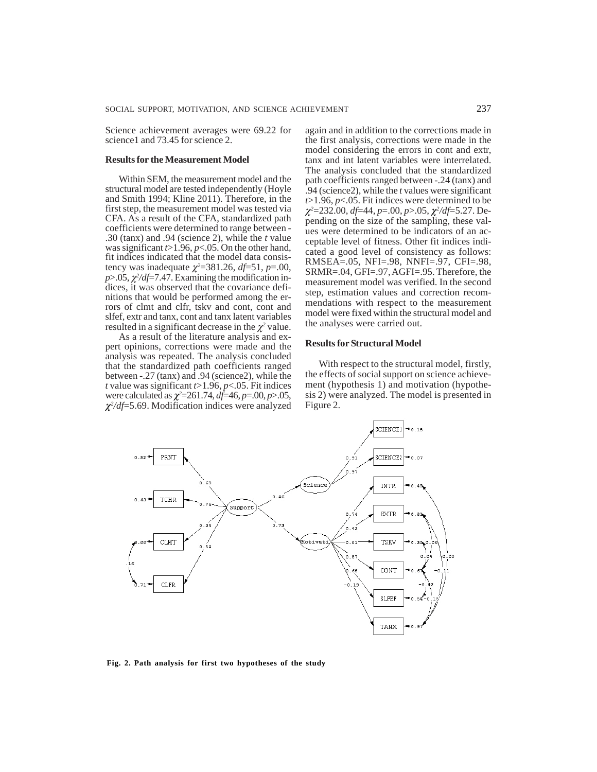Science achievement averages were 69.22 for science1 and 73.45 for science 2.

### Results for the Measurement Model

Within SEM, the measurement model and the structural model are tested independently (Hoyle and Smith 1994; Kline 2011). Therefore, in the first step, the measurement model was tested via CFA. As a result of the CFA, standardized path coefficients were determined to range between -.30 (tanx) and .94 (science 2), while the *t* value was significant $t>1.96$, $p<.05$. On the other hand, fit indices indicated that the model data consistency was inadequate $\chi^2=381.26$, $df=51$, $p=.00$, $p>.05$, $\chi^2/df=7.47$. Examining the modification indices, it was observed that the covariance definitions that would be performed among the errors of clmt and clfr, tskv and cont, cont and slfef, extr and tanx, cont and tanx latent variables resulted in a significant decrease in the $\chi^2$ value.

As a result of the literature analysis and expert opinions, corrections were made and the analysis was repeated. The analysis concluded that the standardized path coefficients ranged between -.27 (tanx) and .94 (science2), while the *t* value was significant $t>1.96$, $p<.05$. Fit indices were calculated as $\chi^2=261.74$, $df=46$, $p=.00$, $p>.05$, $\chi^2/df=5.69$. Modification indices were analyzed again and in addition to the corrections made in the first analysis, corrections were made in the model considering the errors in cont and extr, tanx and int latent variables were interrelated. The analysis concluded that the standardized path coefficients ranged between -.24 (tanx) and .94 (science2), while the *t* values were significant $t>1.96$, $p<.05$. Fit indices were determined to be $\chi^2=232.00$, $df=44$, $p=.00$, $p>.05$, $\chi^2/df=5.27$. Depending on the size of the sampling, these values were determined to be indicators of an acceptable level of fitness. Other fit indices indicated a good level of consistency as follows: RMSEA=.05, NFI=.98, NNFI=.97, CFI=.98, SRMR=.04, GFI=.97, AGFI=.95. Therefore, the measurement model was verified. In the second step, estimation values and correction recommendations with respect to the measurement model were fixed within the structural model and the analyses were carried out.

### Results for Structural Model

With respect to the structural model, firstly, the effects of social support on science achievement (hypothesis 1) and motivation (hypothesis 2) were analyzed. The model is presented in Figure 2.

**Fig. 2. Path analysis for first two hypotheses of the study**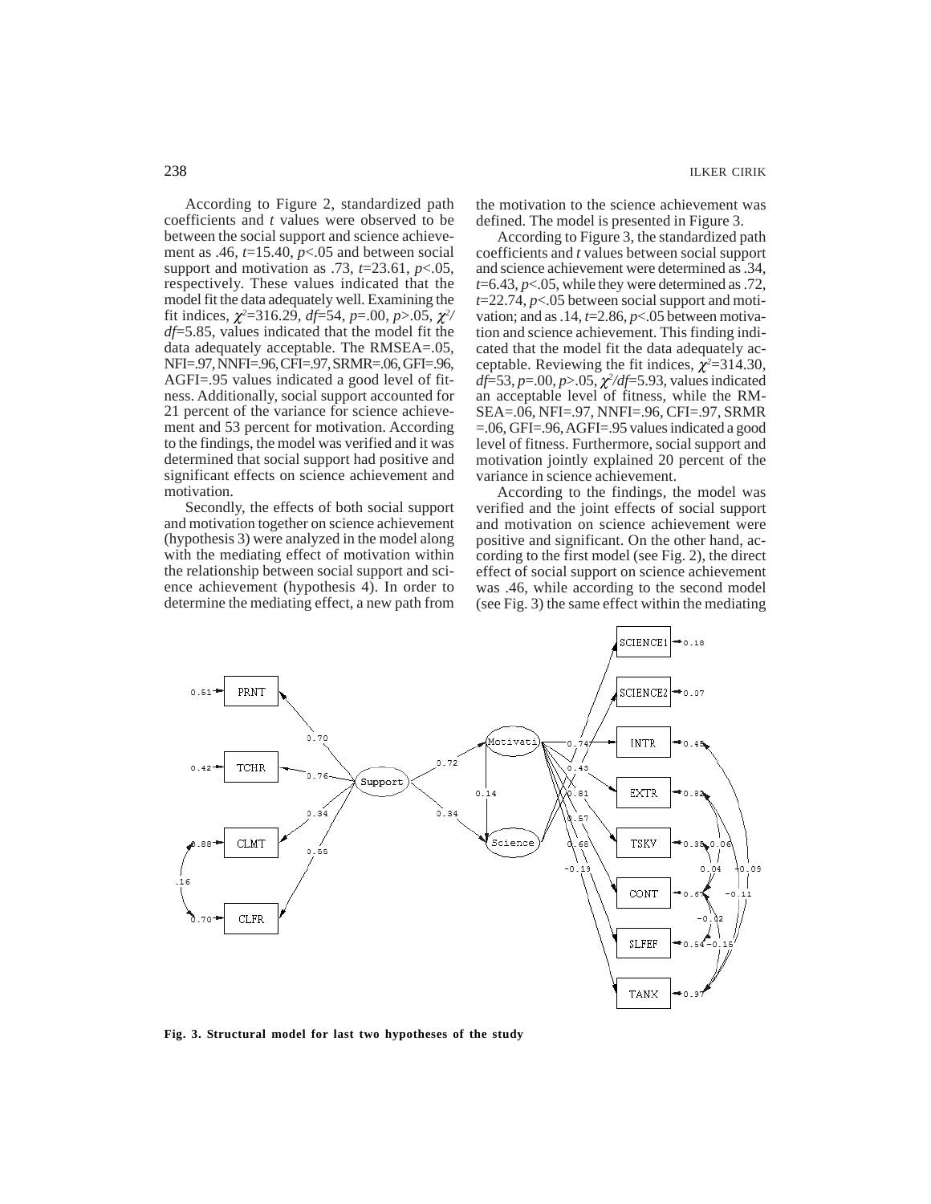According to Figure 2, standardized path coefficients and *t* values were observed to be between the social support and science achievement as .46, $t$=15.40, $p$<.05 and between social support and motivation as .73, $t$=23.61, $p$<.05, respectively. These values indicated that the model fit the data adequately well. Examining the fit indices, $\chi^2$=316.29, $df$=54, $p$=.00, $p$>.05, $\chi^2/df$=5.85, values indicated that the model fit the data adequately acceptable. The RMSEA=.05, NFI=.97, NNFI=.96, CFI=.97, SRMR=.06, GFI=.96, AGFI=.95 values indicated a good level of fitness. Additionally, social support accounted for 21 percent of the variance for science achievement and 53 percent for motivation. According to the findings, the model was verified and it was determined that social support had positive and significant effects on science achievement and motivation.

Secondly, the effects of both social support and motivation together on science achievement (hypothesis 3) were analyzed in the model along with the mediating effect of motivation within the relationship between social support and science achievement (hypothesis 4). In order to determine the mediating effect, a new path from the motivation to the science achievement was defined. The model is presented in Figure 3.

According to Figure 3, the standardized path coefficients and *t* values between social support and science achievement were determined as .34, $t$=6.43, $p$<.05, while they were determined as .72, $t$=22.74, $p$<.05 between social support and motivation; and as .14, $t$=2.86, $p$<.05 between motivation and science achievement. This finding indicated that the model fit the data adequately acceptable. Reviewing the fit indices, $\chi^2$=314.30, $df$=53, $p$=.00, $p$>.05, $\chi^2/df$=5.93, values indicated an acceptable level of fitness, while the RMSEA=.06, NFI=.97, NNFI=.96, CFI=.97, SRMR =.06, GFI=.96, AGFI=.95 values indicated a good level of fitness. Furthermore, social support and motivation jointly explained 20 percent of the variance in science achievement.

According to the findings, the model was verified and the joint effects of social support and motivation on science achievement were positive and significant. On the other hand, according to the first model (see Fig. 2), the direct effect of social support on science achievement was .46, while according to the second model (see Fig. 3) the same effect within the mediating

**Fig. 3. Structural model for last two hypotheses of the study**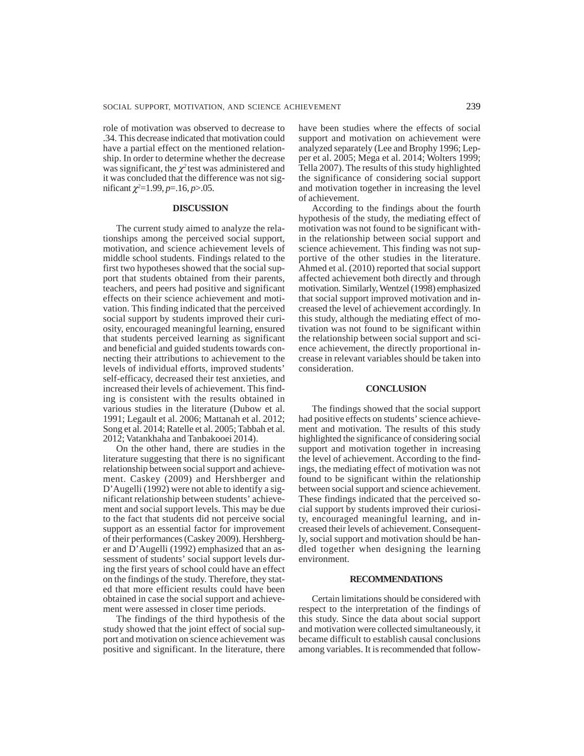role of motivation was observed to decrease to .34. This decrease indicated that motivation could have a partial effect on the mentioned relationship. In order to determine whether the decrease was significant, the $\chi^2$ test was administered and it was concluded that the difference was not significant $\chi^2$=1.99, *p*=.16, *p*>.05.

## DISCUSSION

The current study aimed to analyze the relationships among the perceived social support, motivation, and science achievement levels of middle school students. Findings related to the first two hypotheses showed that the social support that students obtained from their parents, teachers, and peers had positive and significant effects on their science achievement and motivation. This finding indicated that the perceived social support by students improved their curiosity, encouraged meaningful learning, ensured that students perceived learning as significant and beneficial and guided students towards connecting their attributions to achievement to the levels of individual efforts, improved students' self-efficacy, decreased their test anxieties, and increased their levels of achievement. This finding is consistent with the results obtained in various studies in the literature (Dubow et al. 1991; Legault et al. 2006; Mattanah et al. 2012; Song et al. 2014; Ratelle et al. 2005; Tabbah et al. 2012; Vatankhaha and Tanbakooei 2014).

On the other hand, there are studies in the literature suggesting that there is no significant relationship between social support and achievement. Caskey (2009) and Hershberger and D'Augelli (1992) were not able to identify a significant relationship between students' achievement and social support levels. This may be due to the fact that students did not perceive social support as an essential factor for improvement of their performances (Caskey 2009). Hershberger and D'Augelli (1992) emphasized that an assessment of students' social support levels during the first years of school could have an effect on the findings of the study. Therefore, they stated that more efficient results could have been obtained in case the social support and achievement were assessed in closer time periods.

The findings of the third hypothesis of the study showed that the joint effect of social support and motivation on science achievement was positive and significant. In the literature, there have been studies where the effects of social support and motivation on achievement were analyzed separately (Lee and Brophy 1996; Lepper et al. 2005; Mega et al. 2014; Wolters 1999; Tella 2007). The results of this study highlighted the significance of considering social support and motivation together in increasing the level of achievement.

According to the findings about the fourth hypothesis of the study, the mediating effect of motivation was not found to be significant within the relationship between social support and science achievement. This finding was not supportive of the other studies in the literature. Ahmed et al. (2010) reported that social support affected achievement both directly and through motivation. Similarly, Wentzel (1998) emphasized that social support improved motivation and increased the level of achievement accordingly. In this study, although the mediating effect of motivation was not found to be significant within the relationship between social support and science achievement, the directly proportional increase in relevant variables should be taken into consideration.

## CONCLUSION

The findings showed that the social support had positive effects on students' science achievement and motivation. The results of this study highlighted the significance of considering social support and motivation together in increasing the level of achievement. According to the findings, the mediating effect of motivation was not found to be significant within the relationship between social support and science achievement. These findings indicated that the perceived social support by students improved their curiosity, encouraged meaningful learning, and increased their levels of achievement. Consequently, social support and motivation should be handled together when designing the learning environment.

## RECOMMENDATIONS

Certain limitations should be considered with respect to the interpretation of the findings of this study. Since the data about social support and motivation were collected simultaneously, it became difficult to establish causal conclusions among variables. It is recommended that follow-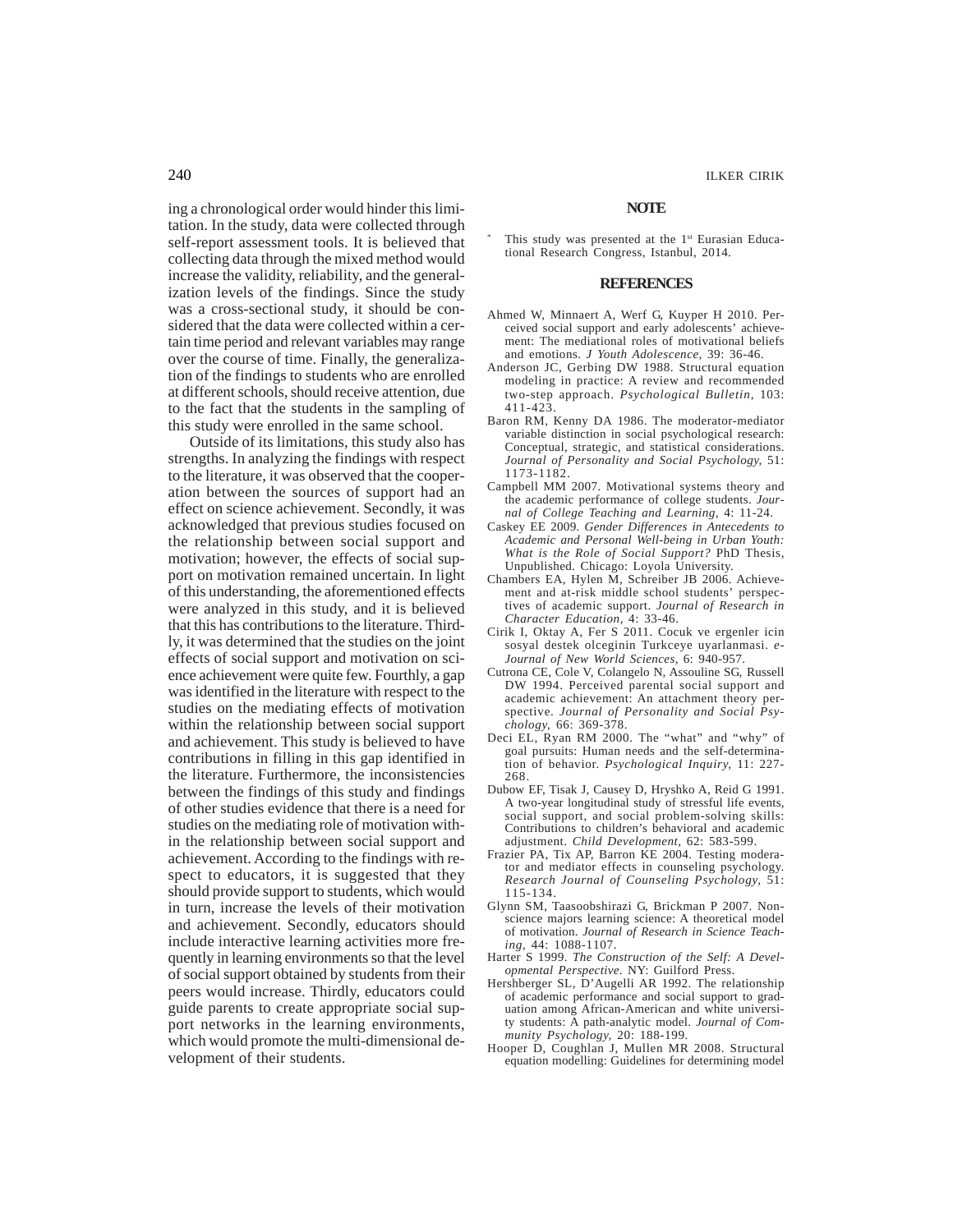ing a chronological order would hinder this limitation. In the study, data were collected through self-report assessment tools. It is believed that collecting data through the mixed method would increase the validity, reliability, and the generalization levels of the findings. Since the study was a cross-sectional study, it should be considered that the data were collected within a certain time period and relevant variables may range over the course of time. Finally, the generalization of the findings to students who are enrolled at different schools, should receive attention, due to the fact that the students in the sampling of this study were enrolled in the same school.

Outside of its limitations, this study also has strengths. In analyzing the findings with respect to the literature, it was observed that the cooperation between the sources of support had an effect on science achievement. Secondly, it was acknowledged that previous studies focused on the relationship between social support and motivation; however, the effects of social support on motivation remained uncertain. In light of this understanding, the aforementioned effects were analyzed in this study, and it is believed that this has contributions to the literature. Thirdly, it was determined that the studies on the joint effects of social support and motivation on science achievement were quite few. Fourthly, a gap was identified in the literature with respect to the studies on the mediating effects of motivation within the relationship between social support and achievement. This study is believed to have contributions in filling in this gap identified in the literature. Furthermore, the inconsistencies between the findings of this study and findings of other studies evidence that there is a need for studies on the mediating role of motivation within the relationship between social support and achievement. According to the findings with respect to educators, it is suggested that they should provide support to students, which would in turn, increase the levels of their motivation and achievement. Secondly, educators should include interactive learning activities more frequently in learning environments so that the level of social support obtained by students from their peers would increase. Thirdly, educators could guide parents to create appropriate social support networks in the learning environments, which would promote the multi-dimensional development of their students.

## NOTE

\* This study was presented at the 1st Eurasian Educational Research Congress, Istanbul, 2014.

## REFERENCES

Ahmed W, Minnaert A, Werf G, Kuyper H 2010. Perceived social support and early adolescents' achievement: The mediational roles of motivational beliefs and emotions. *J Youth Adolescence*, 39: 36-46.

Anderson JC, Gerbing DW 1988. Structural equation modeling in practice: A review and recommended two-step approach. *Psychological Bulletin*, 103: 411-423.

Baron RM, Kenny DA 1986. The moderator-mediator variable distinction in social psychological research: Conceptual, strategic, and statistical considerations. *Journal of Personality and Social Psychology*, 51: 1173-1182.

Campbell MM 2007. Motivational systems theory and the academic performance of college students. *Journal of College Teaching and Learning*, 4: 11-24.

Caskey EE 2009. *Gender Differences in Antecedents to Academic and Personal Well-being in Urban Youth: What is the Role of Social Support?* PhD Thesis, Unpublished. Chicago: Loyola University.

Chambers EA, Hylen M, Schreiber JB 2006. Achievement and at-risk middle school students' perspectives of academic support. *Journal of Research in Character Education*, 4: 33-46.

Cirik I, Oktay A, Fer S 2011. Cocuk ve ergenler icin sosyal destek olceginin Turkceye uyarlanmasi. *e-Journal of New World Sciences*, 6: 940-957.

Cutrona CE, Cole V, Colangelo N, Assouline SG, Russell DW 1994. Perceived parental social support and academic achievement: An attachment theory perspective. *Journal of Personality and Social Psychology*, 66: 369-378.

Deci EL, Ryan RM 2000. The "what" and "why" of goal pursuits: Human needs and the self-determination of behavior. *Psychological Inquiry*, 11: 227-268.

Dubow EF, Tisak J, Causey D, Hryshko A, Reid G 1991. A two-year longitudinal study of stressful life events, social support, and social problem-solving skills: Contributions to children's behavioral and academic adjustment. *Child Development*, 62: 583-599.

Frazier PA, Tix AP, Barron KE 2004. Testing moderator and mediator effects in counseling psychology. *Research Journal of Counseling Psychology*, 51: 115-134.

Glynn SM, Taasoobshirazi G, Brickman P 2007. Nonscience majors learning science: A theoretical model of motivation. *Journal of Research in Science Teaching*, 44: 1088-1107.

Harter S 1999. *The Construction of the Self: A Developmental Perspective*. NY: Guilford Press.

Hershberger SL, D'Augelli AR 1992. The relationship of academic performance and social support to graduation among African-American and white university students: A path-analytic model. *Journal of Community Psychology*, 20: 188-199.

Hooper D, Coughlan J, Mullen MR 2008. Structural equation modelling: Guidelines for determining model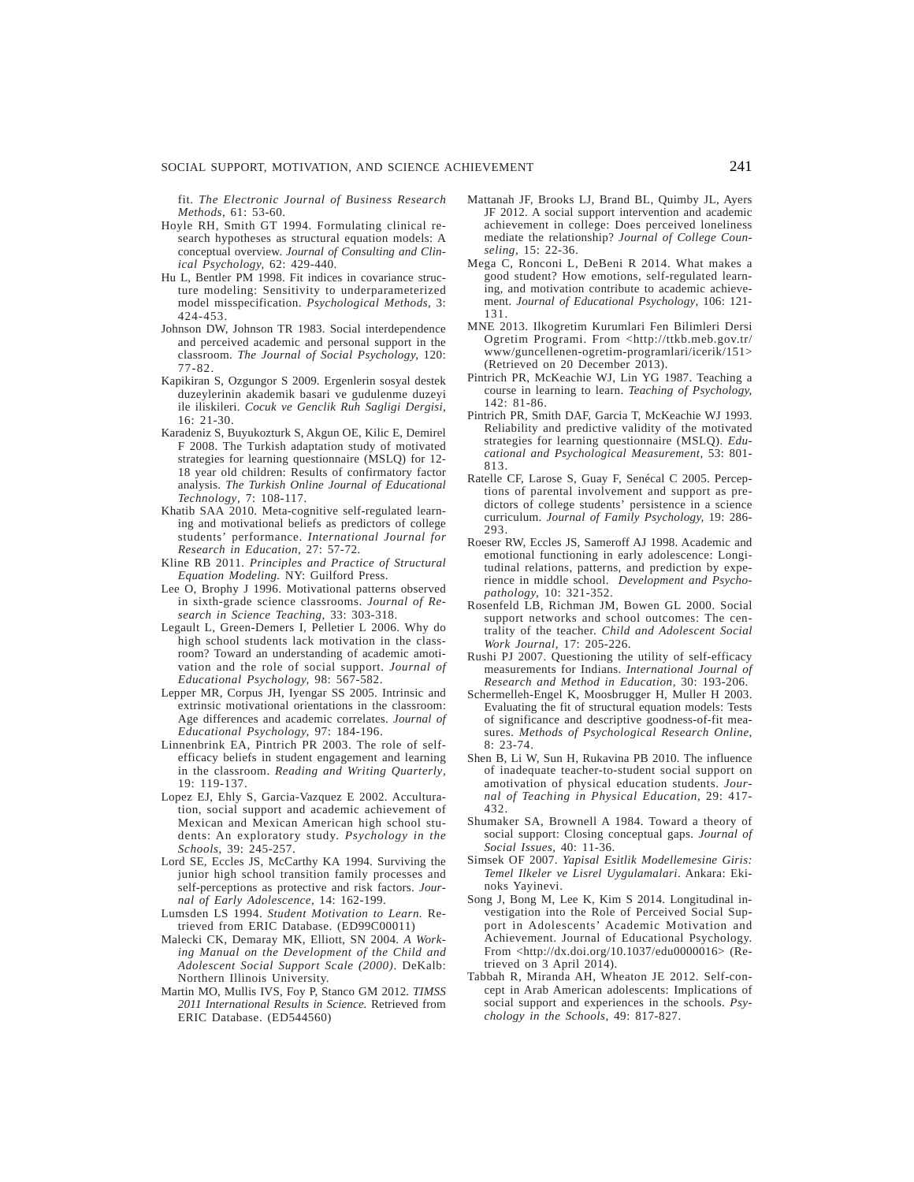fit. *The Electronic Journal of Business Research Methods*, 61: 53-60.

Hoyle RH, Smith GT 1994. Formulating clinical research hypotheses as structural equation models: A conceptual overview. *Journal of Consulting and Clinical Psychology,* 62: 429-440.

Hu L, Bentler PM 1998. Fit indices in covariance structure modeling: Sensitivity to underparameterized model misspecification. *Psychological Methods,* 3: 424-453.

Johnson DW, Johnson TR 1983. Social interdependence and perceived academic and personal support in the classroom. *The Journal of Social Psychology,* 120: 77-82.

Kapikiran S, Ozgungor S 2009. Ergenlerin sosyal destek duzeylerinin akademik basari ve gudulenme duzeyi ile iliskileri. *Cocuk ve Genclik Ruh Sagligi Dergisi,* 16: 21-30.

Karadeniz S, Buyukozturk S, Akgun OE, Kilic E, Demirel F 2008. The Turkish adaptation study of motivated strategies for learning questionnaire (MSLQ) for 12-18 year old children: Results of confirmatory factor analysis. *The Turkish Online Journal of Educational Technology*, 7: 108-117.

Khatib SAA 2010. Meta-cognitive self-regulated learning and motivational beliefs as predictors of college students' performance. *International Journal for Research in Education,* 27: 57-72.

Kline RB 2011. *Principles and Practice of Structural Equation Modeling.* NY: Guilford Press.

Lee O, Brophy J 1996. Motivational patterns observed in sixth-grade science classrooms. *Journal of Research in Science Teaching,* 33: 303-318.

Legault L, Green-Demers I, Pelletier L 2006. Why do high school students lack motivation in the classroom? Toward an understanding of academic amotivation and the role of social support. *Journal of Educational Psychology,* 98: 567-582.

Lepper MR, Corpus JH, Iyengar SS 2005. Intrinsic and extrinsic motivational orientations in the classroom: Age differences and academic correlates. *Journal of Educational Psychology,* 97: 184-196.

Linnenbrink EA, Pintrich PR 2003. The role of self-efficacy beliefs in student engagement and learning in the classroom. *Reading and Writing Quarterly*, 19: 119-137.

Lopez EJ, Ehly S, Garcia-Vazquez E 2002. Acculturation, social support and academic achievement of Mexican and Mexican American high school students: An exploratory study. *Psychology in the Schools,* 39: 245-257.

Lord SE, Eccles JS, McCarthy KA 1994. Surviving the junior high school transition family processes and self-perceptions as protective and risk factors. *Journal of Early Adolescence,* 14: 162-199.

Lumsden LS 1994. *Student Motivation to Learn.* Retrieved from ERIC Database. (ED99C00011)

Malecki CK, Demaray MK, Elliott, SN 2004. *A Working Manual on the Development of the Child and Adolescent Social Support Scale (2000)*. DeKalb: Northern Illinois University.

Martin MO, Mullis IVS, Foy P, Stanco GM 2012. *TIMSS 2011 International Results in Science.* Retrieved from ERIC Database. (ED544560)

Mattanah JF, Brooks LJ, Brand BL, Quimby JL, Ayers JF 2012. A social support intervention and academic achievement in college: Does perceived loneliness mediate the relationship? *Journal of College Counseling,* 15: 22-36.

Mega C, Ronconi L, DeBeni R 2014. What makes a good student? How emotions, self-regulated learning, and motivation contribute to academic achievement. *Journal of Educational Psychology*, 106: 121-131.

MNE 2013. Ilkogretim Kurumlari Fen Bilimleri Dersi Ogretim Programi. From <http://ttkb.meb.gov.tr/www/guncellenen-ogretim-programlari/icerik/151> (Retrieved on 20 December 2013).

Pintrich PR, McKeachie WJ, Lin YG 1987. Teaching a course in learning to learn. *Teaching of Psychology,* 142: 81-86.

Pintrich PR, Smith DAF, Garcia T, McKeachie WJ 1993. Reliability and predictive validity of the motivated strategies for learning questionnaire (MSLQ). *Educational and Psychological Measurement,* 53: 801-813.

Ratelle CF, Larose S, Guay F, Senécal C 2005. Perceptions of parental involvement and support as predictors of college students' persistence in a science curriculum. *Journal of Family Psychology,* 19: 286-293.

Roeser RW, Eccles JS, Sameroff AJ 1998. Academic and emotional functioning in early adolescence: Longitudinal relations, patterns, and prediction by experience in middle school. *Development and Psychopathology,* 10: 321-352.

Rosenfeld LB, Richman JM, Bowen GL 2000. Social support networks and school outcomes: The centrality of the teacher. *Child and Adolescent Social Work Journal,* 17: 205-226.

Rushi PJ 2007. Questioning the utility of self-efficacy measurements for Indians. *International Journal of Research and Method in Education*, 30: 193-206.

Schermelleh-Engel K, Moosbrugger H, Muller H 2003. Evaluating the fit of structural equation models: Tests of significance and descriptive goodness-of-fit measures. *Methods of Psychological Research Online,* 8: 23-74.

Shen B, Li W, Sun H, Rukavina PB 2010. The influence of inadequate teacher-to-student social support on amotivation of physical education students. *Journal of Teaching in Physical Education*, 29: 417-432.

Shumaker SA, Brownell A 1984. Toward a theory of social support: Closing conceptual gaps. *Journal of Social Issues,* 40: 11-36.

Simsek OF 2007. *Yapisal Esitlik Modellemesine Giris: Temel Ilkeler ve Lisrel Uygulamalari*. Ankara: Ekinoks Yayinevi.

Song J, Bong M, Lee K, Kim S 2014. Longitudinal investigation into the Role of Perceived Social Support in Adolescents' Academic Motivation and Achievement. Journal of Educational Psychology. From <http://dx.doi.org/10.1037/edu0000016> (Retrieved on 3 April 2014).

Tabbah R, Miranda AH, Wheaton JE 2012. Self-concept in Arab American adolescents: Implications of social support and experiences in the schools. *Psychology in the Schools,* 49: 817-827.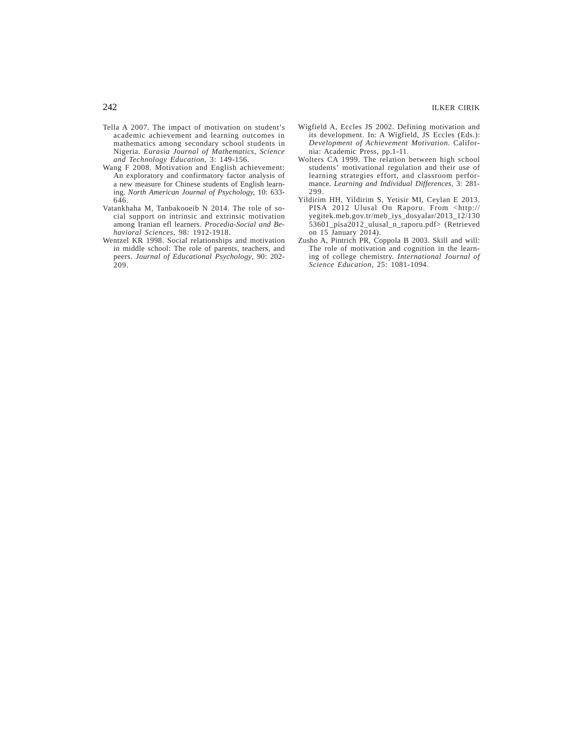Tella A 2007. The impact of motivation on student's academic achievement and learning outcomes in mathematics among secondary school students in Nigeria. *Eurasia Journal of Mathematics, Science and Technology Education*, 3: 149-156.

Wang F 2008. Motivation and English achievement: An exploratory and confirmatory factor analysis of a new measure for Chinese students of English learning. *North American Journal of Psychology,* 10: 633-646.

Vatankhaha M, Tanbakooeib N 2014. The role of social support on intrinsic and extrinsic motivation among Iranian efl learners. *Procedia-Social and Behavioral Sciences,* 98*:* 1912-1918.

Wentzel KR 1998. Social relationships and motivation in middle school: The role of parents, teachers, and peers. *Journal of Educational Psychology*, 90: 202-209.

Wigfield A, Eccles JS 2002. Defining motivation and its development. In: A Wigfield, JS Eccles (Eds.): *Development of Achievement Motivation*. California: Academic Press, pp.1-11.

Wolters CA 1999. The relation between high school students' motivational regulation and their use of learning strategies effort, and classroom performance. *Learning and Individual Differences*, 3: 281-299.

Yildirim HH, Yildirim S, Yetisir MI, Ceylan E 2013. PISA 2012 Ulusal On Raporu. From <http://yegitek.meb.gov.tr/meb_iys_dosyalar/2013_12/13053601_pisa2012_ulusal_n_raporu.pdf> (Retrieved on 15 January 2014).

Zusho A, Pintrich PR, Coppola B 2003. Skill and will: The role of motivation and cognition in the learning of college chemistry. *International Journal of Science Education,* 25: 1081-1094.